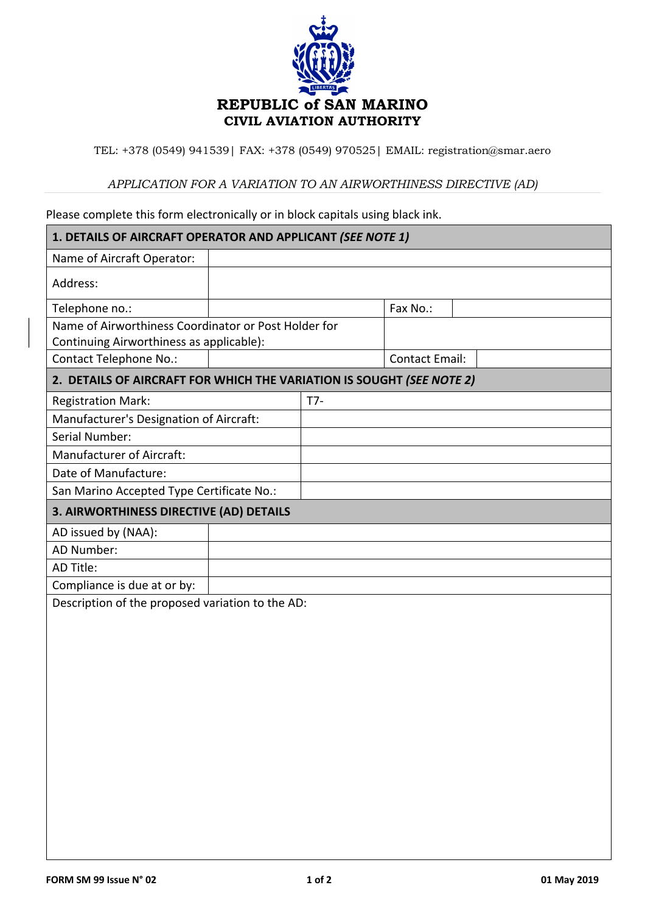# REPUBLIC of SAN MARINO
## CIVIL AVIATION AUTHORITY

TEL: +378 (0549) 941539| FAX: +378 (0549) 970525| EMAIL: registration@smar.aero

*APPLICATION FOR A VARIATION TO AN AIRWORTHINESS DIRECTIVE (AD)*

Please complete this form electronically or in block capitals using black ink.

| **1. DETAILS OF AIRCRAFT OPERATOR AND APPLICANT *(SEE NOTE 1)*** | | | |
|---|---|---|---|
| Name of Aircraft Operator: | | | |
| Address: | | | |
| Telephone no.: | | Fax No.: | |
| Name of Airworthiness Coordinator or Post Holder for Continuing Airworthiness as applicable): | | | |
| Contact Telephone No.: | | Contact Email: | |

| **2. DETAILS OF AIRCRAFT FOR WHICH THE VARIATION IS SOUGHT *(SEE NOTE 2)*** | |
|---|---|
| Registration Mark: | T7- |
| Manufacturer's Designation of Aircraft: | |
| Serial Number: | |
| Manufacturer of Aircraft: | |
| Date of Manufacture: | |
| San Marino Accepted Type Certificate No.: | |

| **3. AIRWORTHINESS DIRECTIVE (AD) DETAILS** | |
|---|---|
| AD issued by (NAA): | |
| AD Number: | |
| AD Title: | |
| Compliance is due at or by: | |

Description of the proposed variation to the AD:

FORM SM 99 Issue N° 02 01 May 2019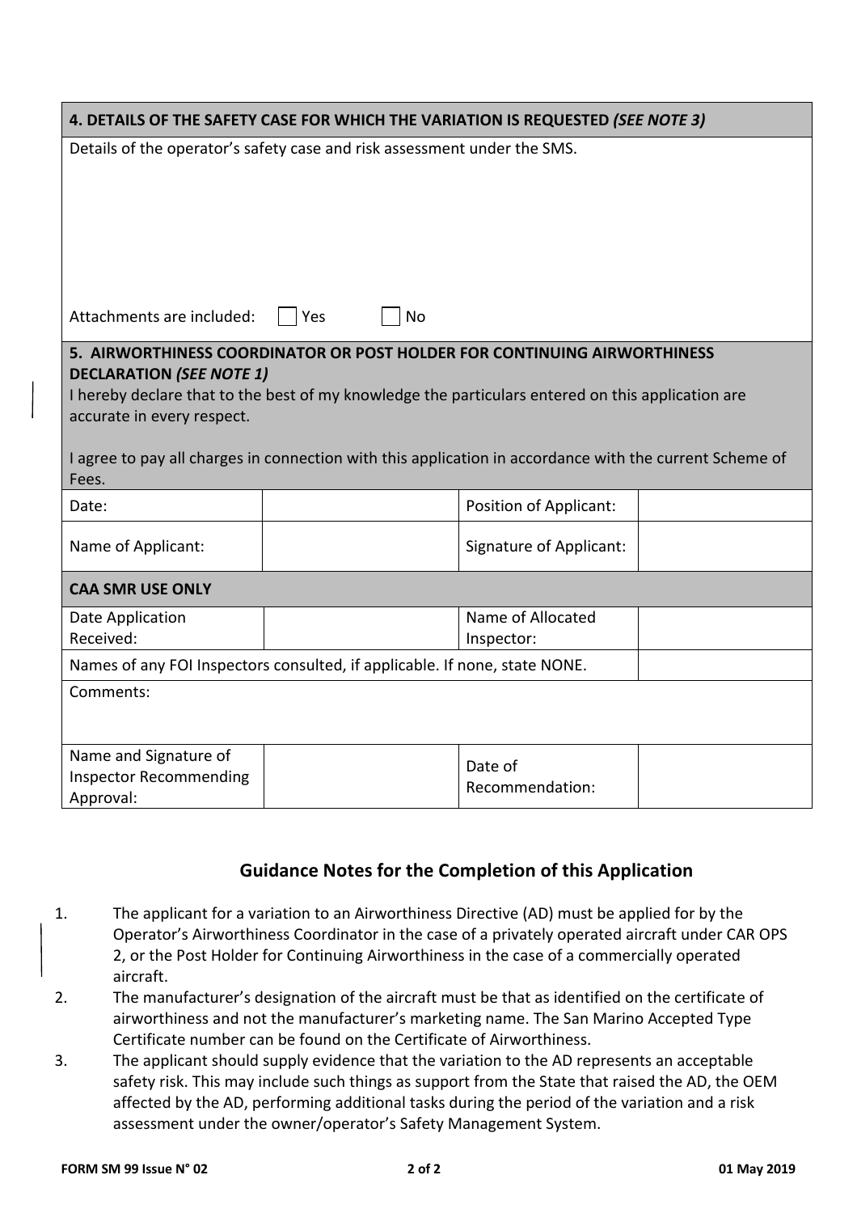| **4. DETAILS OF THE SAFETY CASE FOR WHICH THE VARIATION IS REQUESTED *(SEE NOTE 3)*** | | | |
|---|---|---|---|
| Details of the operator's safety case and risk assessment under the SMS.<br><br><br><br><br>Attachments are included: ☐ Yes ☐ No | | | |
| **5. AIRWORTHINESS COORDINATOR OR POST HOLDER FOR CONTINUING AIRWORTHINESS DECLARATION *(SEE NOTE 1)***<br>I hereby declare that to the best of my knowledge the particulars entered on this application are accurate in every respect.<br><br>I agree to pay all charges in connection with this application in accordance with the current Scheme of Fees. | | | |
| Date: | | Position of Applicant: | |
| Name of Applicant: | | Signature of Applicant: | |
| **CAA SMR USE ONLY** | | | |
| Date Application Received: | | Name of Allocated Inspector: | |
| Names of any FOI Inspectors consulted, if applicable. If none, state NONE. | | | |
| Comments: | | | |
| Name and Signature of Inspector Recommending Approval: | | Date of Recommendation: | |

## Guidance Notes for the Completion of this Application

1. The applicant for a variation to an Airworthiness Directive (AD) must be applied for by the Operator's Airworthiness Coordinator in the case of a privately operated aircraft under CAR OPS 2, or the Post Holder for Continuing Airworthiness in the case of a commercially operated aircraft.
2. The manufacturer's designation of the aircraft must be that as identified on the certificate of airworthiness and not the manufacturer's marketing name. The San Marino Accepted Type Certificate number can be found on the Certificate of Airworthiness.
3. The applicant should supply evidence that the variation to the AD represents an acceptable safety risk. This may include such things as support from the State that raised the AD, the OEM affected by the AD, performing additional tasks during the period of the variation and a risk assessment under the owner/operator's Safety Management System.

FORM SM 99 Issue N° 02 01 May 2019